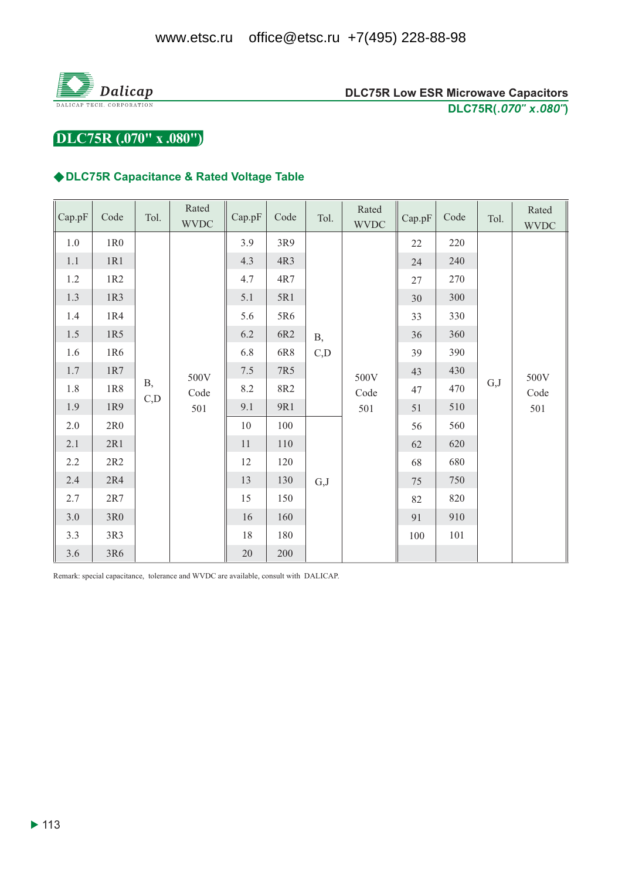www.etsc.ru office@etsc.ru +7(495) 228-88-98

Dalicap
DALICAP TECH. CORPORATION

DLC75R Low ESR Microwave Capacitors
DLC75R(*.070" x.080"*)

# DLC75R (.070" x .080")

## ◆DLC75R Capacitance & Rated Voltage Table

| Cap.pF | Code | Tol. | Rated WVDC | Cap.pF | Code | Tol. | Rated WVDC | Cap.pF | Code | Tol. | Rated WVDC |
|---|---|---|---|---|---|---|---|---|---|---|---|
| 1.0 | 1R0 | B, C,D | 500V Code 501 | 3.9 | 3R9 | B, C,D | 500V Code 501 | 22 | 220 | G,J | 500V Code 501 |
| 1.1 | 1R1 | | | 4.3 | 4R3 | | | 24 | 240 | | |
| 1.2 | 1R2 | | | 4.7 | 4R7 | | | 27 | 270 | | |
| 1.3 | 1R3 | | | 5.1 | 5R1 | | | 30 | 300 | | |
| 1.4 | 1R4 | | | 5.6 | 5R6 | | | 33 | 330 | | |
| 1.5 | 1R5 | | | 6.2 | 6R2 | | | 36 | 360 | | |
| 1.6 | 1R6 | | | 6.8 | 6R8 | | | 39 | 390 | | |
| 1.7 | 1R7 | | | 7.5 | 7R5 | | | 43 | 430 | | |
| 1.8 | 1R8 | | | 8.2 | 8R2 | | | 47 | 470 | | |
| 1.9 | 1R9 | | | 9.1 | 9R1 | | | 51 | 510 | | |
| 2.0 | 2R0 | | | 10 | 100 | G,J | | 56 | 560 | | |
| 2.1 | 2R1 | | | 11 | 110 | | | 62 | 620 | | |
| 2.2 | 2R2 | | | 12 | 120 | | | 68 | 680 | | |
| 2.4 | 2R4 | | | 13 | 130 | | | 75 | 750 | | |
| 2.7 | 2R7 | | | 15 | 150 | | | 82 | 820 | | |
| 3.0 | 3R0 | | | 16 | 160 | | | 91 | 910 | | |
| 3.3 | 3R3 | | | 18 | 180 | | | 100 | 101 | | |
| 3.6 | 3R6 | | | 20 | 200 | | | | | | |

Remark: special capacitance, tolerance and WVDC are available, consult with DALICAP.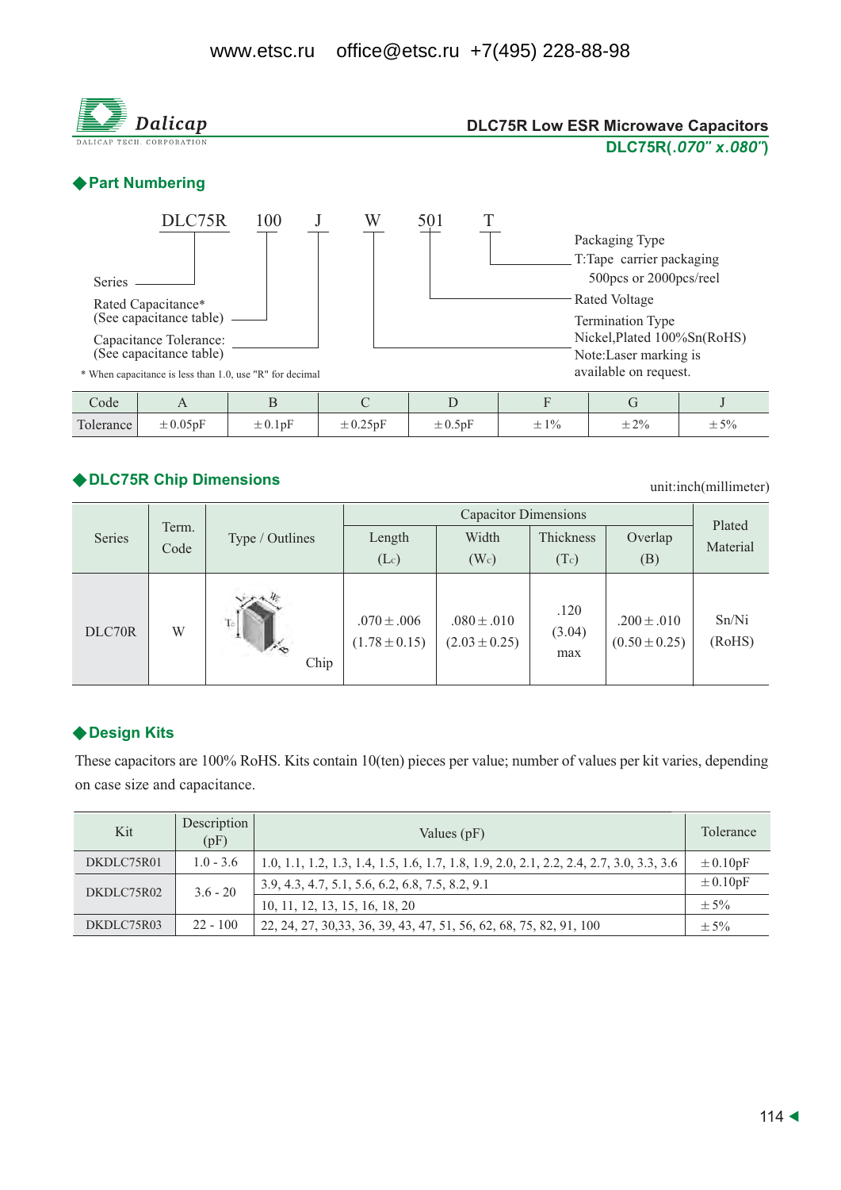www.etsc.ru office@etsc.ru +7(495) 228-88-98

Dalicap
DALICAP TECH. CORPORATION

**DLC75R Low ESR Microwave Capacitors**
**DLC75R(.070" x.080")**

## ◆Part Numbering

DLC75R 100 J W 501 T

- Series — DLC75R
- Rated Capacitance* (See capacitance table) — 100
- Capacitance Tolerance: (See capacitance table) — J
- Termination Type — W: Nickel,Plated 100%Sn(RoHS). Note:Laser marking is available on request.
- Rated Voltage — 501
- Packaging Type — T:Tape carrier packaging 500pcs or 2000pcs/reel

\* When capacitance is less than 1.0, use "R" for decimal

| Code | A | B | C | D | F | G | J |
|---|---|---|---|---|---|---|---|
| Tolerance | ±0.05pF | ±0.1pF | ±0.25pF | ±0.5pF | ±1% | ±2% | ±5% |

## ◆DLC75R Chip Dimensions

unit:inch(millimeter)

| Series | Term. Code | Type / Outlines | Capacitor Dimensions | | | | Plated Material |
|---|---|---|---|---|---|---|---|
| | | | Length ($L_c$) | Width ($W_c$) | Thickness ($T_c$) | Overlap (B) | |
| DLC70R | W | Chip | .070±.006 (1.78±0.15) | .080±.010 (2.03±0.25) | .120 (3.04) max | .200±.010 (0.50±0.25) | Sn/Ni (RoHS) |

## ◆Design Kits

These capacitors are 100% RoHS. Kits contain 10(ten) pieces per value; number of values per kit varies, depending on case size and capacitance.

| Kit | Description (pF) | Values (pF) | Tolerance |
|---|---|---|---|
| DKDLC75R01 | 1.0 - 3.6 | 1.0, 1.1, 1.2, 1.3, 1.4, 1.5, 1.6, 1.7, 1.8, 1.9, 2.0, 2.1, 2.2, 2.4, 2.7, 3.0, 3.3, 3.6 | ±0.10pF |
| DKDLC75R02 | 3.6 - 20 | 3.9, 4.3, 4.7, 5.1, 5.6, 6.2, 6.8, 7.5, 8.2, 9.1 | ±0.10pF |
| | | 10, 11, 12, 13, 15, 16, 18, 20 | ±5% |
| DKDLC75R03 | 22 - 100 | 22, 24, 27, 30,33, 36, 39, 43, 47, 51, 56, 62, 68, 75, 82, 91, 100 | ±5% |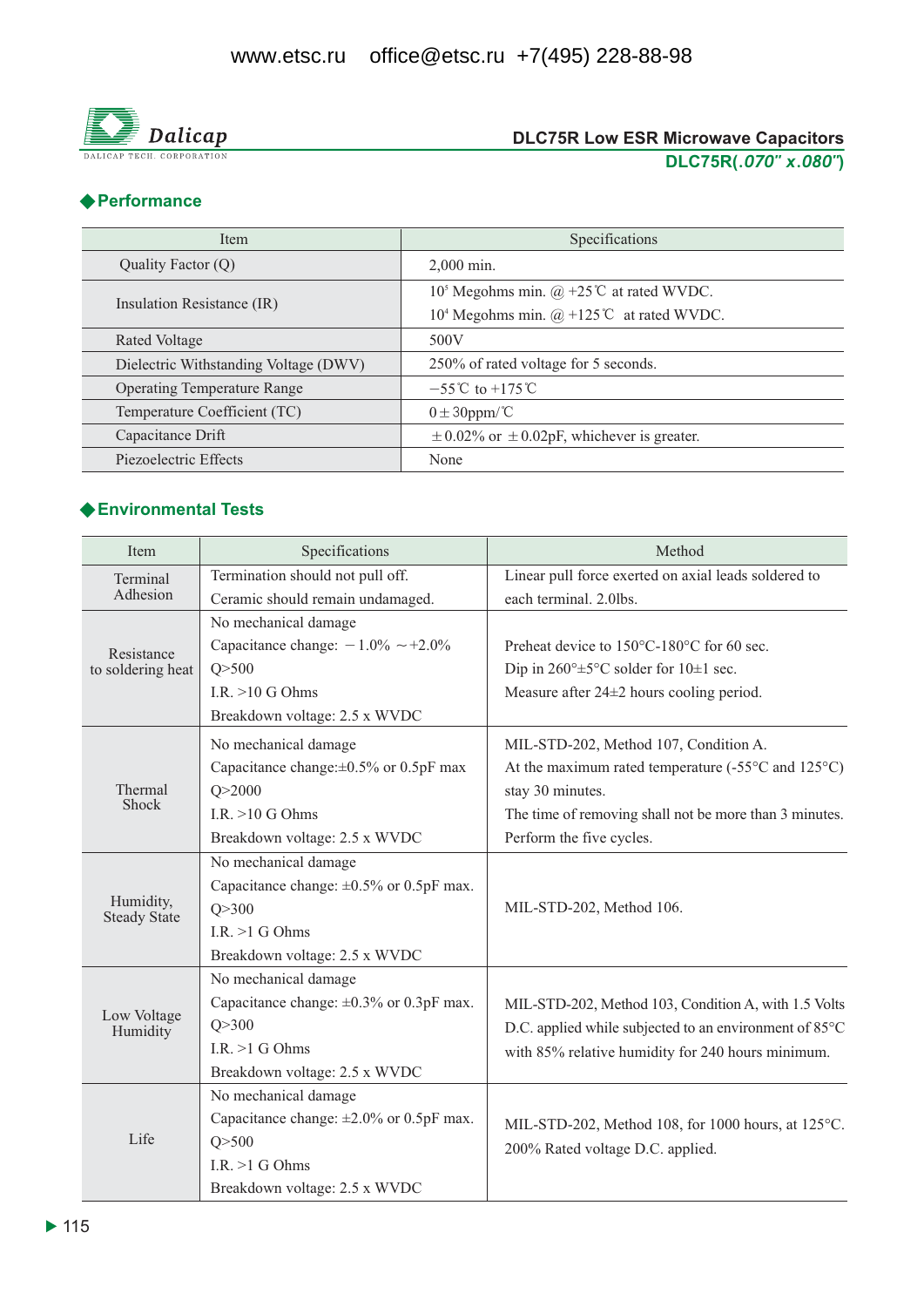www.etsc.ru office@etsc.ru +7(495) 228-88-98

Dalicap

DALICAP TECH. CORPORATION

**DLC75R Low ESR Microwave Capacitors**

**DLC75R(*.070" x.080"*)**

## ◆Performance

| Item | Specifications |
|---|---|
| Quality Factor (Q) | 2,000 min. |
| Insulation Resistance (IR) | $10^5$ Megohms min. @ +25℃ at rated WVDC.<br>$10^4$ Megohms min. @ +125℃ at rated WVDC. |
| Rated Voltage | 500V |
| Dielectric Withstanding Voltage (DWV) | 250% of rated voltage for 5 seconds. |
| Operating Temperature Range | −55℃ to +175℃ |
| Temperature Coefficient (TC) | 0±30ppm/℃ |
| Capacitance Drift | ±0.02% or ±0.02pF, whichever is greater. |
| Piezoelectric Effects | None |

## ◆Environmental Tests

| Item | Specifications | Method |
|---|---|---|
| Terminal Adhesion | Termination should not pull off.<br>Ceramic should remain undamaged. | Linear pull force exerted on axial leads soldered to each terminal. 2.0lbs. |
| Resistance to soldering heat | No mechanical damage<br>Capacitance change: −1.0% ～+2.0%<br>Q>500<br>I.R. >10 G Ohms<br>Breakdown voltage: 2.5 x WVDC | Preheat device to 150°C-180°C for 60 sec.<br>Dip in 260°±5°C solder for 10±1 sec.<br>Measure after 24±2 hours cooling period. |
| Thermal Shock | No mechanical damage<br>Capacitance change:±0.5% or 0.5pF max<br>Q>2000<br>I.R. >10 G Ohms<br>Breakdown voltage: 2.5 x WVDC | MIL-STD-202, Method 107, Condition A.<br>At the maximum rated temperature (-55°C and 125°C) stay 30 minutes.<br>The time of removing shall not be more than 3 minutes.<br>Perform the five cycles. |
| Humidity, Steady State | No mechanical damage<br>Capacitance change: ±0.5% or 0.5pF max.<br>Q>300<br>I.R. >1 G Ohms<br>Breakdown voltage: 2.5 x WVDC | MIL-STD-202, Method 106. |
| Low Voltage Humidity | No mechanical damage<br>Capacitance change: ±0.3% or 0.3pF max.<br>Q>300<br>I.R. >1 G Ohms<br>Breakdown voltage: 2.5 x WVDC | MIL-STD-202, Method 103, Condition A, with 1.5 Volts D.C. applied while subjected to an environment of 85°C with 85% relative humidity for 240 hours minimum. |
| Life | No mechanical damage<br>Capacitance change: ±2.0% or 0.5pF max.<br>Q>500<br>I.R. >1 G Ohms<br>Breakdown voltage: 2.5 x WVDC | MIL-STD-202, Method 108, for 1000 hours, at 125°C.<br>200% Rated voltage D.C. applied. |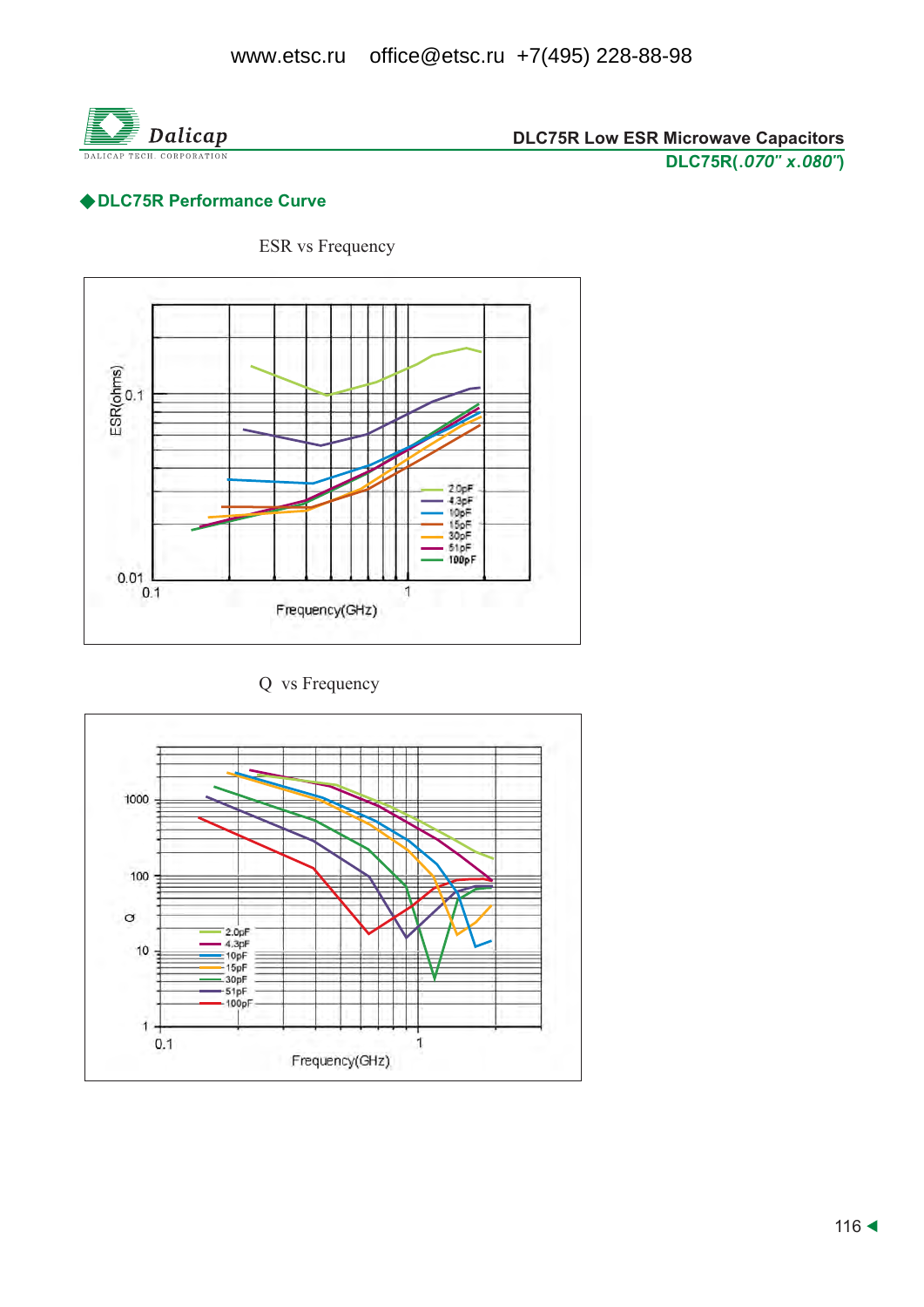## ◆DLC75R Performance Curve

ESR vs Frequency

ESR(ohms)

0.1

0.01

0.1

1

Frequency(GHz)

2.0pF
4.3pF
10pF
15pF
30pF
51pF
100pF

Q vs Frequency

Q

1000

100

10

1

0.1

1

Frequency(GHz)

2.0pF
4.3pF
10pF
15pF
30pF
51pF
100pF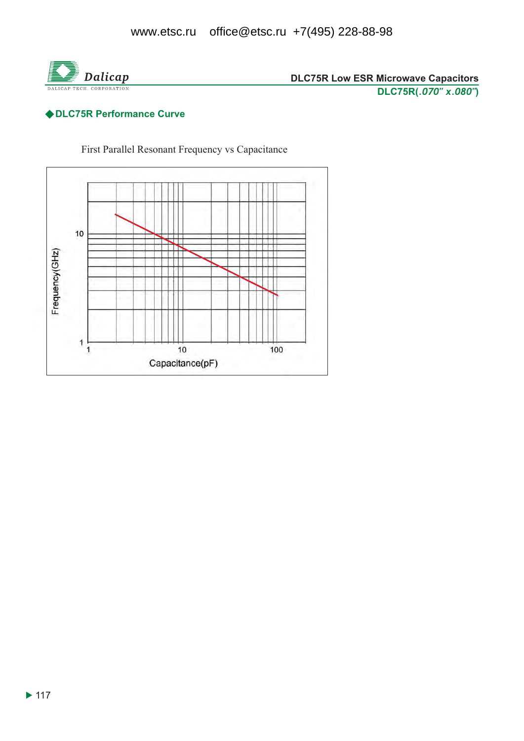## ◆DLC75R Performance Curve

First Parallel Resonant Frequency vs Capacitance

Frequency(GHz)

10

1

1 10 100

Capacitance(pF)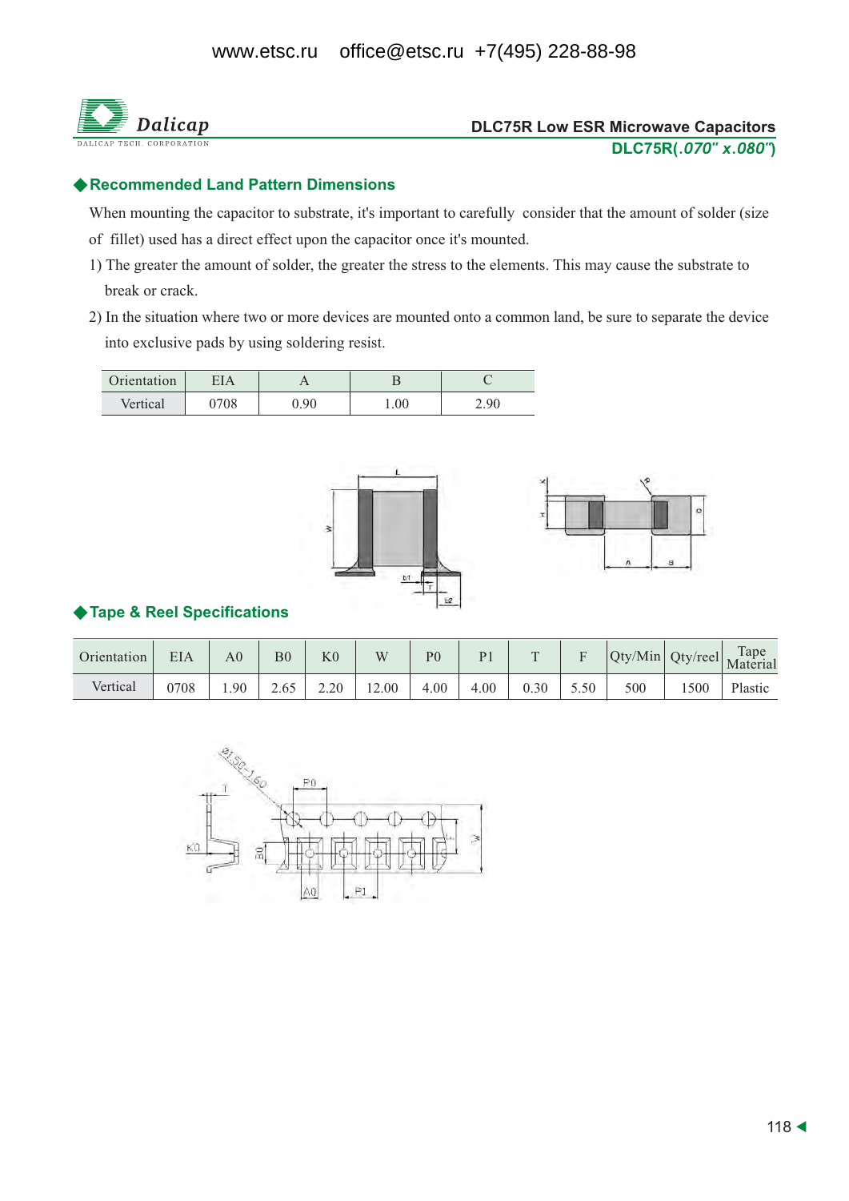## ◆Recommended Land Pattern Dimensions

When mounting the capacitor to substrate, it's important to carefully consider that the amount of solder (size of fillet) used has a direct effect upon the capacitor once it's mounted.

1) The greater the amount of solder, the greater the stress to the elements. This may cause the substrate to break or crack.

2) In the situation where two or more devices are mounted onto a common land, be sure to separate the device into exclusive pads by using soldering resist.

| Orientation | EIA | A | B | C |
|---|---|---|---|---|
| Vertical | 0708 | 0.90 | 1.00 | 2.90 |

## ◆Tape & Reel Specifications

| Orientation | EIA | A0 | B0 | K0 | W | P0 | P1 | T | F | Qty/Min | Qty/reel | Tape Material |
|---|---|---|---|---|---|---|---|---|---|---|---|---|
| Vertical | 0708 | 1.90 | 2.65 | 2.20 | 12.00 | 4.00 | 4.00 | 0.30 | 5.50 | 500 | 1500 | Plastic |